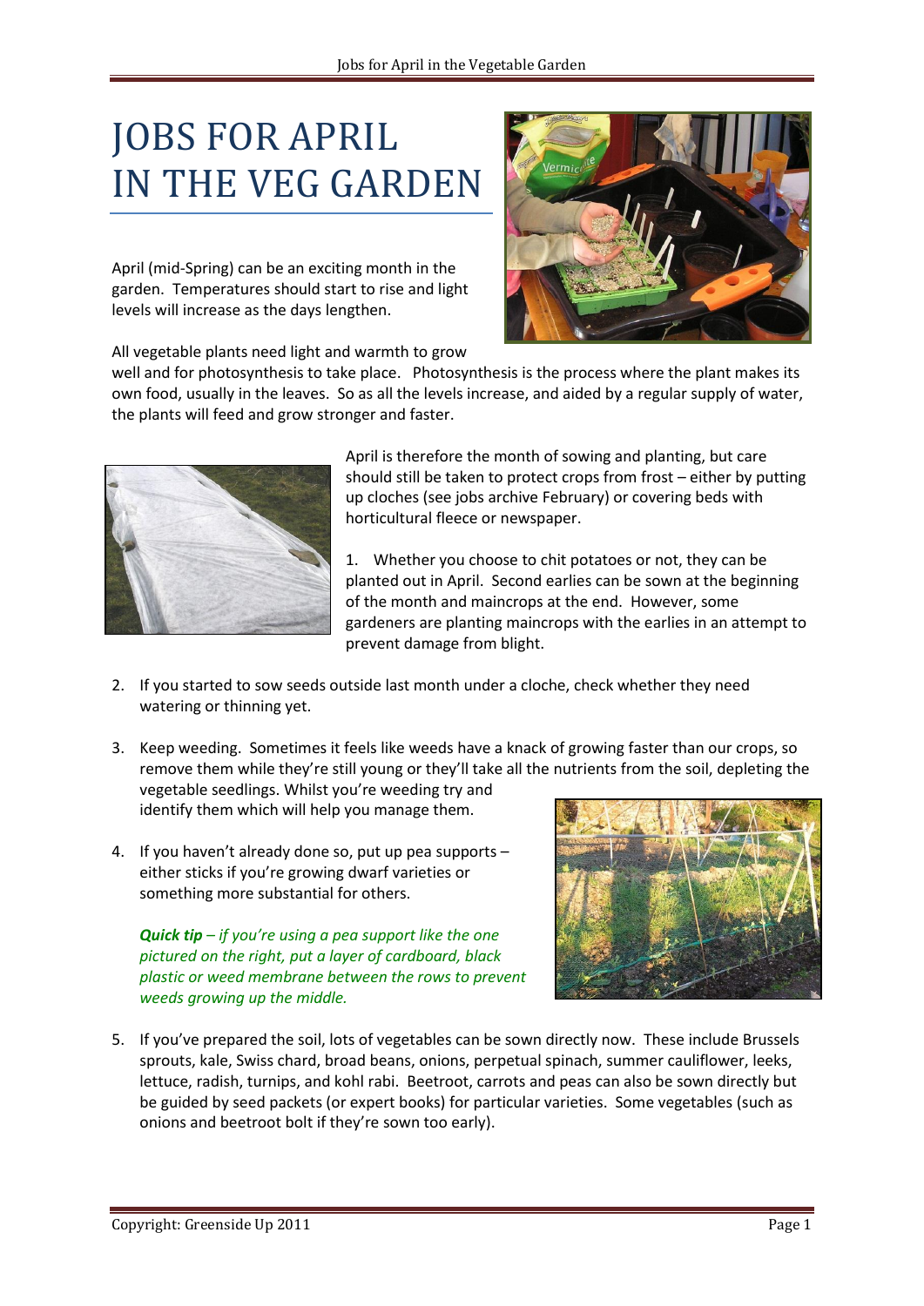# JOBS FOR APRIL IN THE VEG GARDEN

April (mid-Spring) can be an exciting month in the garden. Temperatures should start to rise and light levels will increase as the days lengthen.

All vegetable plants need light and warmth to grow well and for photosynthesis to take place. Photosynthesis is the process where the plant makes its own food, usually in the leaves. So as all the levels increase, and aided by a regular supply of water, the plants will feed and grow stronger and faster.

April is therefore the month of sowing and planting, but care should still be taken to protect crops from frost – either by putting up cloches (see jobs archive February) or covering beds with horticultural fleece or newspaper.

1. Whether you choose to chit potatoes or not, they can be planted out in April. Second earlies can be sown at the beginning of the month and maincrops at the end. However, some gardeners are planting maincrops with the earlies in an attempt to prevent damage from blight.

2. If you started to sow seeds outside last month under a cloche, check whether they need watering or thinning yet.

3. Keep weeding. Sometimes it feels like weeds have a knack of growing faster than our crops, so remove them while they're still young or they'll take all the nutrients from the soil, depleting the vegetable seedlings. Whilst you're weeding try and identify them which will help you manage them.

4. If you haven't already done so, put up pea supports – either sticks if you're growing dwarf varieties or something more substantial for others.

   ***Quick tip** – if you're using a pea support like the one pictured on the right, put a layer of cardboard, black plastic or weed membrane between the rows to prevent weeds growing up the middle.*

5. If you've prepared the soil, lots of vegetables can be sown directly now. These include Brussels sprouts, kale, Swiss chard, broad beans, onions, perpetual spinach, summer cauliflower, leeks, lettuce, radish, turnips, and kohl rabi. Beetroot, carrots and peas can also be sown directly but be guided by seed packets (or expert books) for particular varieties. Some vegetables (such as onions and beetroot bolt if they're sown too early).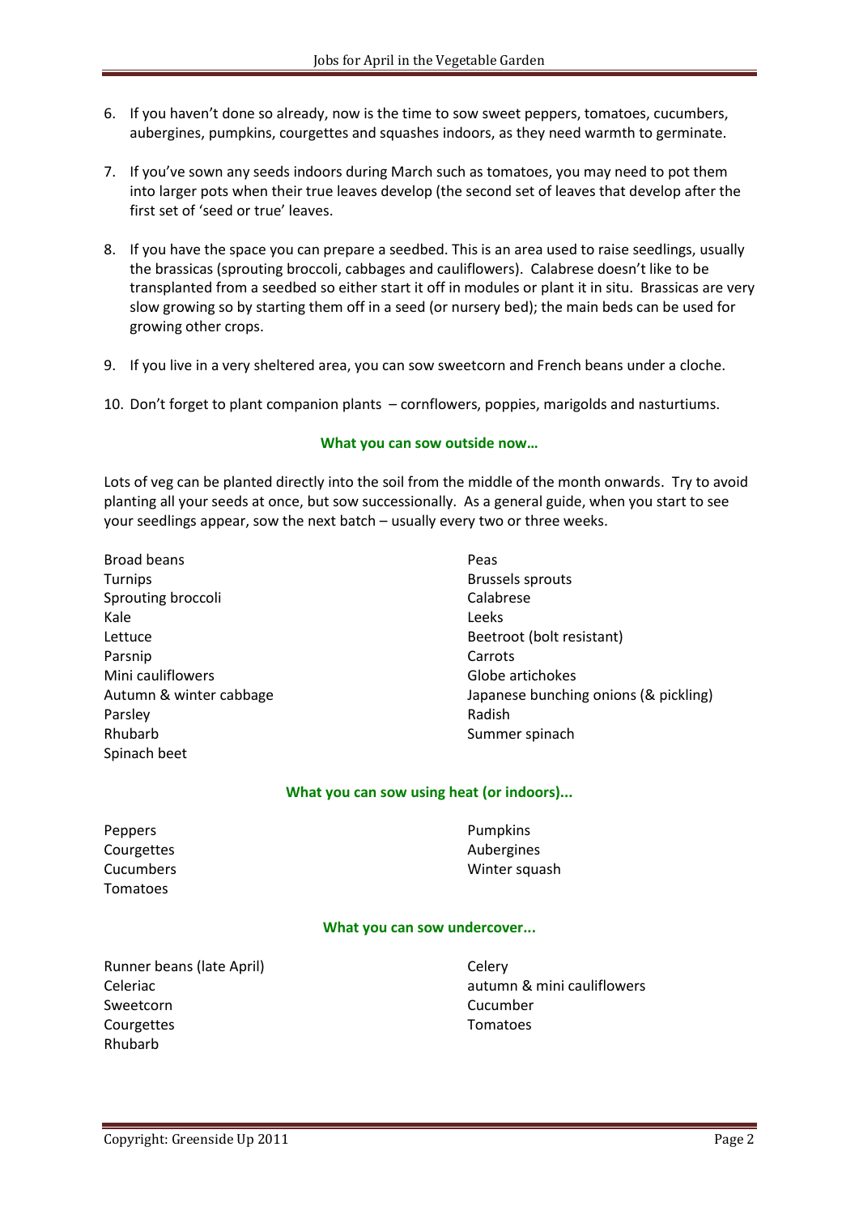6. If you haven't done so already, now is the time to sow sweet peppers, tomatoes, cucumbers, aubergines, pumpkins, courgettes and squashes indoors, as they need warmth to germinate.

7. If you've sown any seeds indoors during March such as tomatoes, you may need to pot them into larger pots when their true leaves develop (the second set of leaves that develop after the first set of 'seed or true' leaves.

8. If you have the space you can prepare a seedbed. This is an area used to raise seedlings, usually the brassicas (sprouting broccoli, cabbages and cauliflowers). Calabrese doesn't like to be transplanted from a seedbed so either start it off in modules or plant it in situ. Brassicas are very slow growing so by starting them off in a seed (or nursery bed); the main beds can be used for growing other crops.

9. If you live in a very sheltered area, you can sow sweetcorn and French beans under a cloche.

10. Don't forget to plant companion plants – cornflowers, poppies, marigolds and nasturtiums.

**What you can sow outside now…**

Lots of veg can be planted directly into the soil from the middle of the month onwards. Try to avoid planting all your seeds at once, but sow successionally. As a general guide, when you start to see your seedlings appear, sow the next batch – usually every two or three weeks.

Broad beans
Turnips
Sprouting broccoli
Kale
Lettuce
Parsnip
Mini cauliflowers
Autumn & winter cabbage
Parsley
Rhubarb
Spinach beet
Peas
Brussels sprouts
Calabrese
Leeks
Beetroot (bolt resistant)
Carrots
Globe artichokes
Japanese bunching onions (& pickling)
Radish
Summer spinach

**What you can sow using heat (or indoors)...**

Peppers
Courgettes
Cucumbers
Tomatoes
Pumpkins
Aubergines
Winter squash

**What you can sow undercover...**

Runner beans (late April)
Celeriac
Sweetcorn
Courgettes
Rhubarb
Celery
autumn & mini cauliflowers
Cucumber
Tomatoes